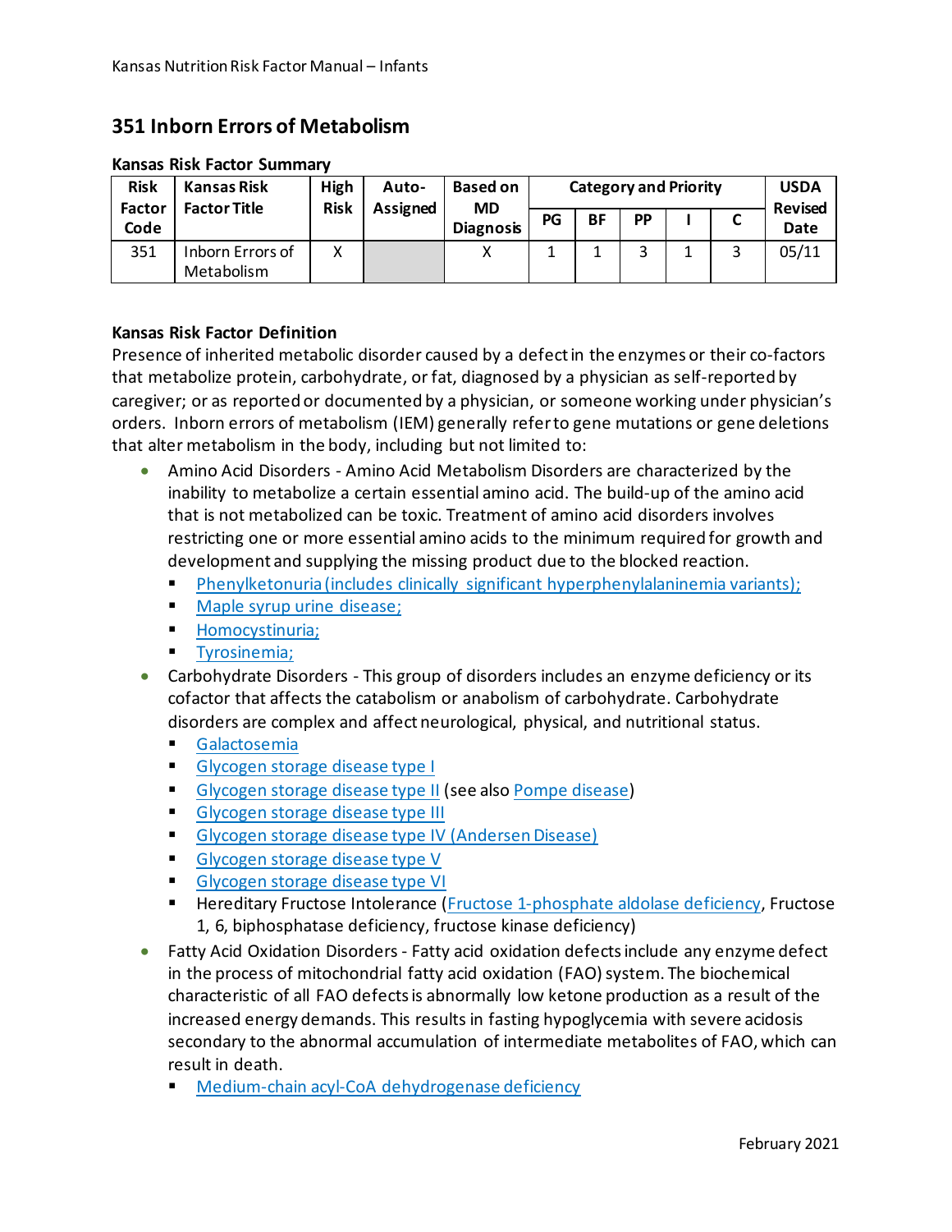# 351 Inborn Errors of Metabolism

**Kansas Risk Factor Summary**

| Risk Factor Code | Kansas Risk Factor Title | High Risk | Auto-Assigned | Based on MD Diagnosis | Category and Priority | | | | | USDA Revised Date |
|---|---|---|---|---|---|---|---|---|---|---|
| | | | | | PG | BF | PP | I | C | |
| 351 | Inborn Errors of Metabolism | X | | X | 1 | 1 | 3 | 1 | 3 | 05/11 |

**Kansas Risk Factor Definition**

Presence of inherited metabolic disorder caused by a defect in the enzymes or their co-factors that metabolize protein, carbohydrate, or fat, diagnosed by a physician as self-reported by caregiver; or as reported or documented by a physician, or someone working under physician's orders. Inborn errors of metabolism (IEM) generally refer to gene mutations or gene deletions that alter metabolism in the body, including but not limited to:

- Amino Acid Disorders - Amino Acid Metabolism Disorders are characterized by the inability to metabolize a certain essential amino acid. The build-up of the amino acid that is not metabolized can be toxic. Treatment of amino acid disorders involves restricting one or more essential amino acids to the minimum required for growth and development and supplying the missing product due to the blocked reaction.
  - Phenylketonuria (includes clinically significant hyperphenylalaninemia variants);
  - Maple syrup urine disease;
  - Homocystinuria;
  - Tyrosinemia;
- Carbohydrate Disorders - This group of disorders includes an enzyme deficiency or its cofactor that affects the catabolism or anabolism of carbohydrate. Carbohydrate disorders are complex and affect neurological, physical, and nutritional status.
  - Galactosemia
  - Glycogen storage disease type I
  - Glycogen storage disease type II (see also Pompe disease)
  - Glycogen storage disease type III
  - Glycogen storage disease type IV (Andersen Disease)
  - Glycogen storage disease type V
  - Glycogen storage disease type VI
  - Hereditary Fructose Intolerance (Fructose 1-phosphate aldolase deficiency, Fructose 1, 6, biphosphatase deficiency, fructose kinase deficiency)
- Fatty Acid Oxidation Disorders - Fatty acid oxidation defects include any enzyme defect in the process of mitochondrial fatty acid oxidation (FAO) system. The biochemical characteristic of all FAO defects is abnormally low ketone production as a result of the increased energy demands. This results in fasting hypoglycemia with severe acidosis secondary to the abnormal accumulation of intermediate metabolites of FAO, which can result in death.
  - Medium-chain acyl-CoA dehydrogenase deficiency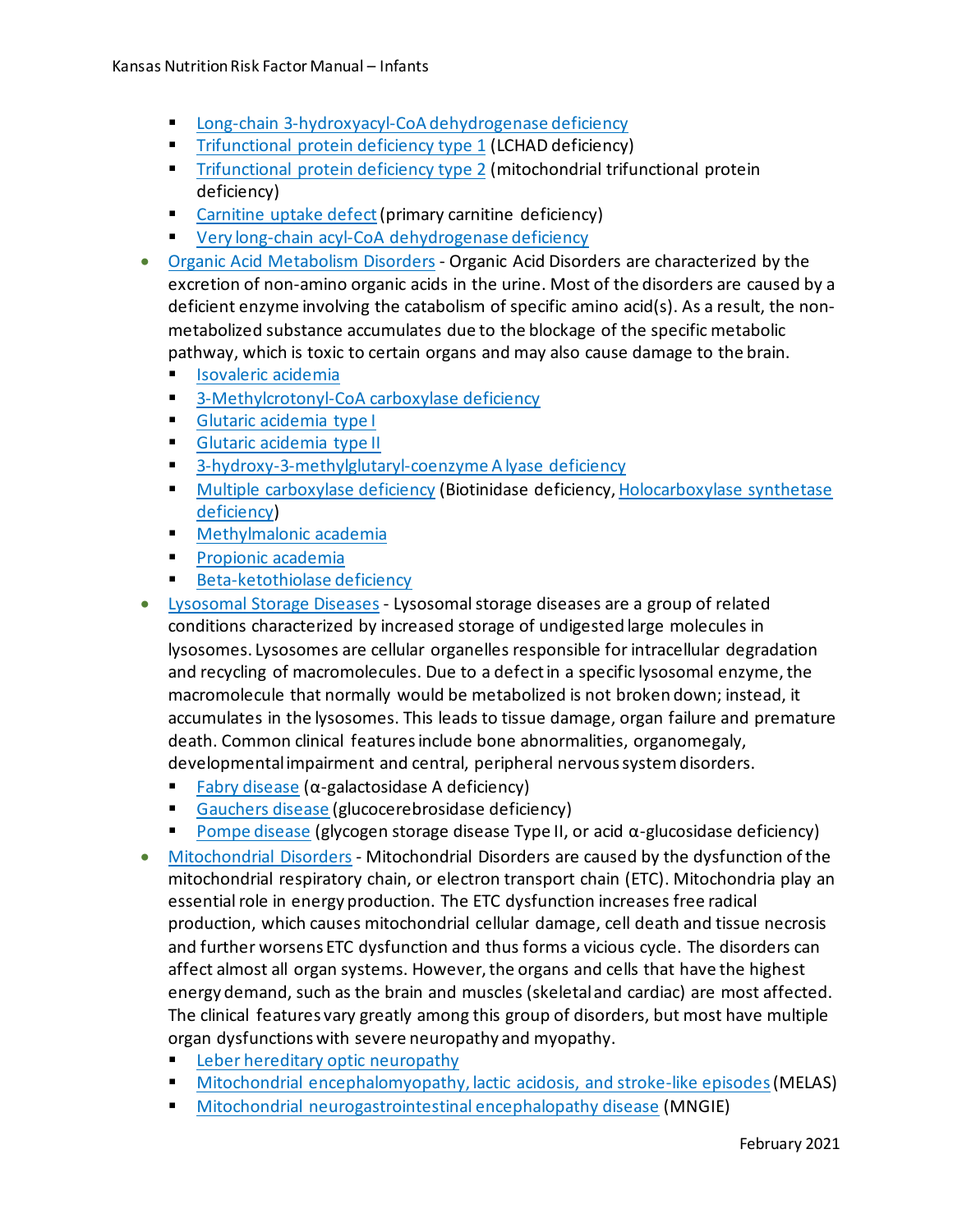- Long-chain 3-hydroxyacyl-CoA dehydrogenase deficiency
  - Trifunctional protein deficiency type 1 (LCHAD deficiency)
  - Trifunctional protein deficiency type 2 (mitochondrial trifunctional protein deficiency)
  - Carnitine uptake defect (primary carnitine deficiency)
  - Very long-chain acyl-CoA dehydrogenase deficiency
- Organic Acid Metabolism Disorders - Organic Acid Disorders are characterized by the excretion of non-amino organic acids in the urine. Most of the disorders are caused by a deficient enzyme involving the catabolism of specific amino acid(s). As a result, the non-metabolized substance accumulates due to the blockage of the specific metabolic pathway, which is toxic to certain organs and may also cause damage to the brain.
  - Isovaleric acidemia
  - 3-Methylcrotonyl-CoA carboxylase deficiency
  - Glutaric acidemia type I
  - Glutaric acidemia type II
  - 3-hydroxy-3-methylglutaryl-coenzyme A lyase deficiency
  - Multiple carboxylase deficiency (Biotinidase deficiency, Holocarboxylase synthetase deficiency)
  - Methylmalonic academia
  - Propionic academia
  - Beta-ketothiolase deficiency
- Lysosomal Storage Diseases - Lysosomal storage diseases are a group of related conditions characterized by increased storage of undigested large molecules in lysosomes. Lysosomes are cellular organelles responsible for intracellular degradation and recycling of macromolecules. Due to a defect in a specific lysosomal enzyme, the macromolecule that normally would be metabolized is not broken down; instead, it accumulates in the lysosomes. This leads to tissue damage, organ failure and premature death. Common clinical features include bone abnormalities, organomegaly, developmental impairment and central, peripheral nervous system disorders.
  - Fabry disease (α-galactosidase A deficiency)
  - Gauchers disease (glucocerebrosidase deficiency)
  - Pompe disease (glycogen storage disease Type II, or acid α-glucosidase deficiency)
- Mitochondrial Disorders - Mitochondrial Disorders are caused by the dysfunction of the mitochondrial respiratory chain, or electron transport chain (ETC). Mitochondria play an essential role in energy production. The ETC dysfunction increases free radical production, which causes mitochondrial cellular damage, cell death and tissue necrosis and further worsens ETC dysfunction and thus forms a vicious cycle. The disorders can affect almost all organ systems. However, the organs and cells that have the highest energy demand, such as the brain and muscles (skeletal and cardiac) are most affected. The clinical features vary greatly among this group of disorders, but most have multiple organ dysfunctions with severe neuropathy and myopathy.
  - Leber hereditary optic neuropathy
  - Mitochondrial encephalomyopathy, lactic acidosis, and stroke-like episodes (MELAS)
  - Mitochondrial neurogastrointestinal encephalopathy disease (MNGIE)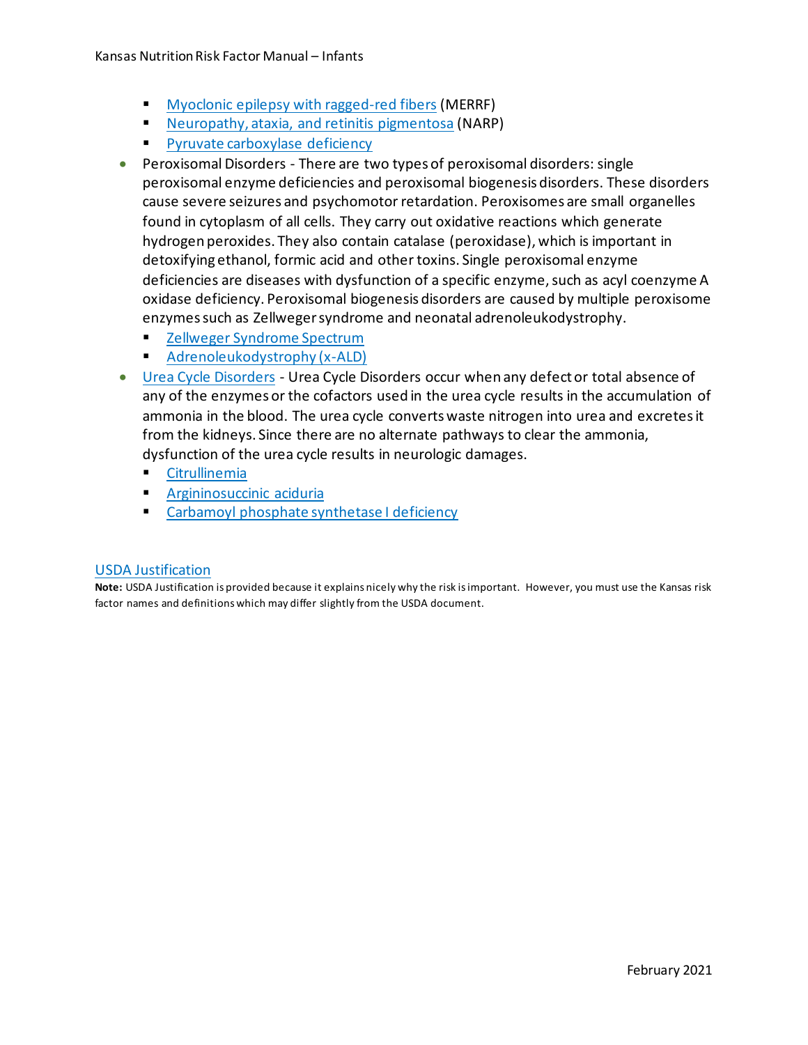- Myoclonic epilepsy with ragged-red fibers (MERRF)
    - Neuropathy, ataxia, and retinitis pigmentosa (NARP)
    - Pyruvate carboxylase deficiency
- Peroxisomal Disorders - There are two types of peroxisomal disorders: single peroxisomal enzyme deficiencies and peroxisomal biogenesis disorders. These disorders cause severe seizures and psychomotor retardation. Peroxisomes are small organelles found in cytoplasm of all cells. They carry out oxidative reactions which generate hydrogen peroxides. They also contain catalase (peroxidase), which is important in detoxifying ethanol, formic acid and other toxins. Single peroxisomal enzyme deficiencies are diseases with dysfunction of a specific enzyme, such as acyl coenzyme A oxidase deficiency. Peroxisomal biogenesis disorders are caused by multiple peroxisome enzymes such as Zellweger syndrome and neonatal adrenoleukodystrophy.
    - Zellweger Syndrome Spectrum
    - Adrenoleukodystrophy (x-ALD)
- Urea Cycle Disorders - Urea Cycle Disorders occur when any defect or total absence of any of the enzymes or the cofactors used in the urea cycle results in the accumulation of ammonia in the blood. The urea cycle converts waste nitrogen into urea and excretes it from the kidneys. Since there are no alternate pathways to clear the ammonia, dysfunction of the urea cycle results in neurologic damages.
    - Citrullinemia
    - Argininosuccinic aciduria
    - Carbamoyl phosphate synthetase I deficiency

USDA Justification

**Note:** USDA Justification is provided because it explains nicely why the risk is important. However, you must use the Kansas risk factor names and definitions which may differ slightly from the USDA document.